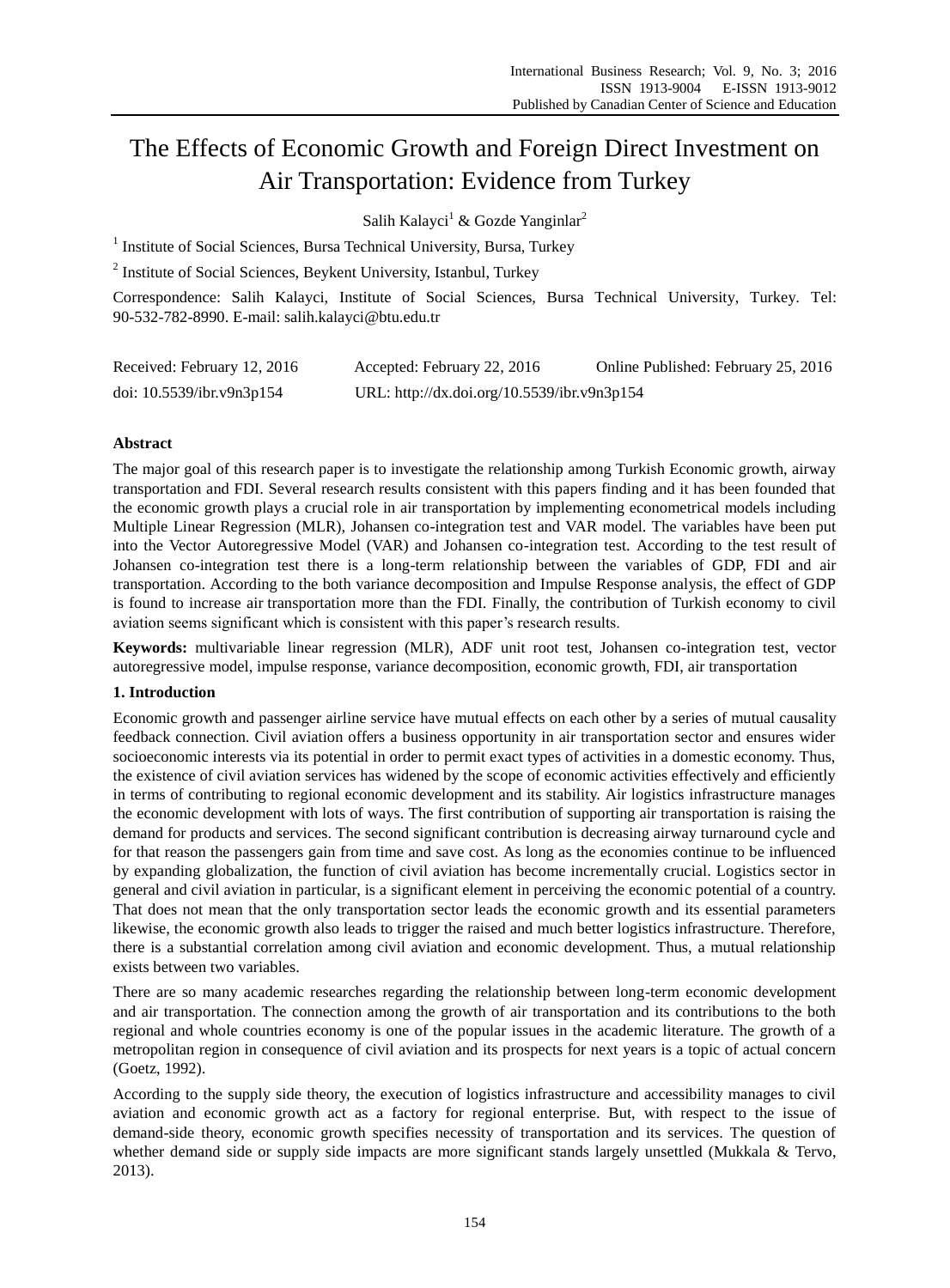# The Effects of Economic Growth and Foreign Direct Investment on Air Transportation: Evidence from Turkey

Salih Kalayci[1] & Gozde Yanginlar[2]

[1] Institute of Social Sciences, Bursa Technical University, Bursa, Turkey

[2] Institute of Social Sciences, Beykent University, Istanbul, Turkey

Correspondence: Salih Kalayci, Institute of Social Sciences, Bursa Technical University, Turkey. Tel: 90-532-782-8990. E-mail: salih.kalayci@btu.edu.tr

| Received: February 12, 2016 | Accepted: February 22, 2016 | Online Published: February 25, 2016 |
|---|---|---|
| doi: 10.5539/ibr.v9n3p154 | URL: http://dx.doi.org/10.5539/ibr.v9n3p154 | |

**Abstract**

The major goal of this research paper is to investigate the relationship among Turkish Economic growth, airway transportation and FDI. Several research results consistent with this papers finding and it has been founded that the economic growth plays a crucial role in air transportation by implementing econometrical models including Multiple Linear Regression (MLR), Johansen co-integration test and VAR model. The variables have been put into the Vector Autoregressive Model (VAR) and Johansen co-integration test. According to the test result of Johansen co-integration test there is a long-term relationship between the variables of GDP, FDI and air transportation. According to the both variance decomposition and Impulse Response analysis, the effect of GDP is found to increase air transportation more than the FDI. Finally, the contribution of Turkish economy to civil aviation seems significant which is consistent with this paper's research results.

**Keywords:** multivariable linear regression (MLR), ADF unit root test, Johansen co-integration test, vector autoregressive model, impulse response, variance decomposition, economic growth, FDI, air transportation

## 1. Introduction

Economic growth and passenger airline service have mutual effects on each other by a series of mutual causality feedback connection. Civil aviation offers a business opportunity in air transportation sector and ensures wider socioeconomic interests via its potential in order to permit exact types of activities in a domestic economy. Thus, the existence of civil aviation services has widened by the scope of economic activities effectively and efficiently in terms of contributing to regional economic development and its stability. Air logistics infrastructure manages the economic development with lots of ways. The first contribution of supporting air transportation is raising the demand for products and services. The second significant contribution is decreasing airway turnaround cycle and for that reason the passengers gain from time and save cost. As long as the economies continue to be influenced by expanding globalization, the function of civil aviation has become incrementally crucial. Logistics sector in general and civil aviation in particular, is a significant element in perceiving the economic potential of a country. That does not mean that the only transportation sector leads the economic growth and its essential parameters likewise, the economic growth also leads to trigger the raised and much better logistics infrastructure. Therefore, there is a substantial correlation among civil aviation and economic development. Thus, a mutual relationship exists between two variables.

There are so many academic researches regarding the relationship between long-term economic development and air transportation. The connection among the growth of air transportation and its contributions to the both regional and whole countries economy is one of the popular issues in the academic literature. The growth of a metropolitan region in consequence of civil aviation and its prospects for next years is a topic of actual concern (Goetz, 1992).

According to the supply side theory, the execution of logistics infrastructure and accessibility manages to civil aviation and economic growth act as a factory for regional enterprise. But, with respect to the issue of demand-side theory, economic growth specifies necessity of transportation and its services. The question of whether demand side or supply side impacts are more significant stands largely unsettled (Mukkala & Tervo, 2013).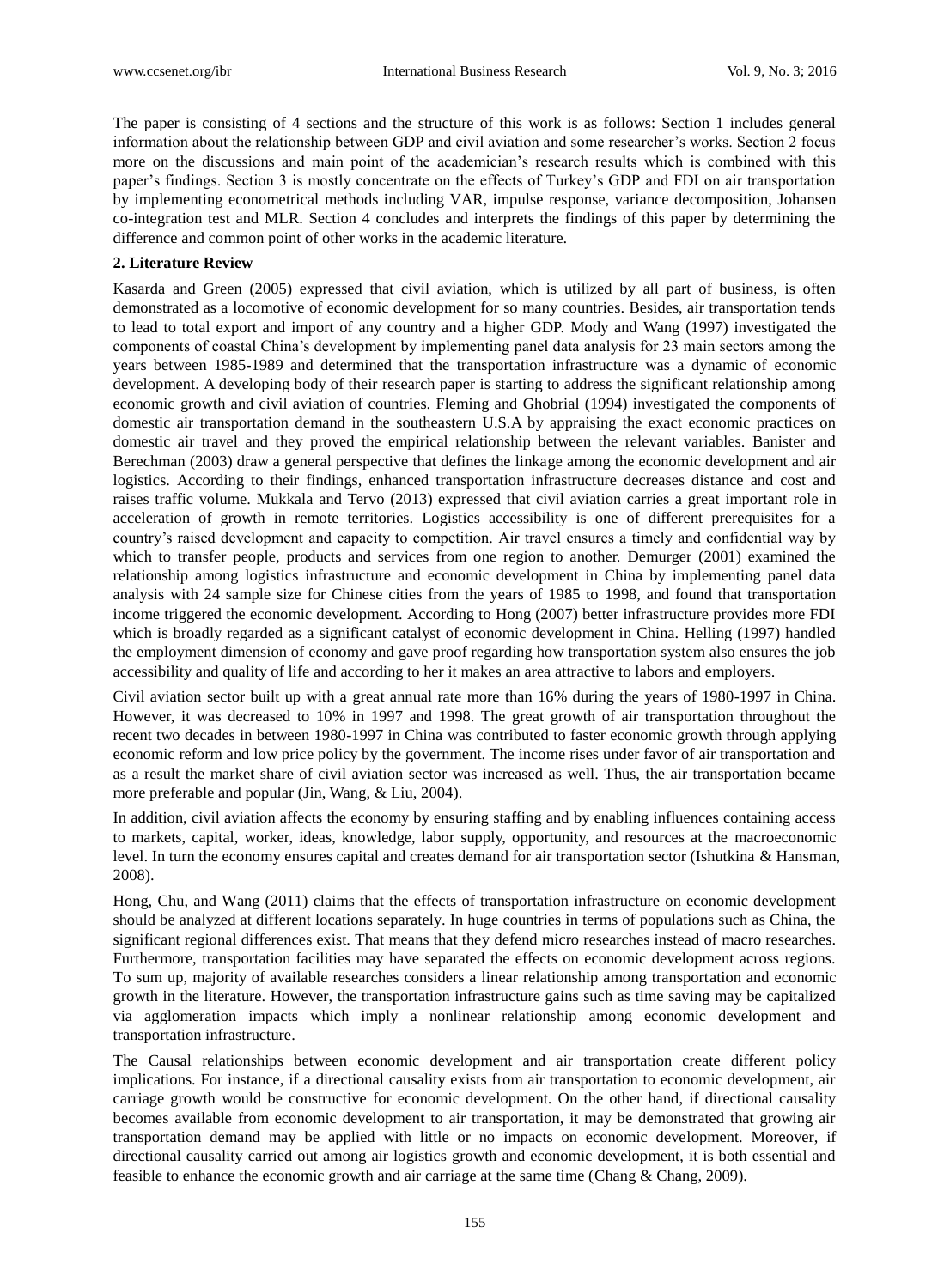The paper is consisting of 4 sections and the structure of this work is as follows: Section 1 includes general information about the relationship between GDP and civil aviation and some researcher's works. Section 2 focus more on the discussions and main point of the academician's research results which is combined with this paper's findings. Section 3 is mostly concentrate on the effects of Turkey's GDP and FDI on air transportation by implementing econometrical methods including VAR, impulse response, variance decomposition, Johansen co-integration test and MLR. Section 4 concludes and interprets the findings of this paper by determining the difference and common point of other works in the academic literature.

## 2. Literature Review

Kasarda and Green (2005) expressed that civil aviation, which is utilized by all part of business, is often demonstrated as a locomotive of economic development for so many countries. Besides, air transportation tends to lead to total export and import of any country and a higher GDP. Mody and Wang (1997) investigated the components of coastal China's development by implementing panel data analysis for 23 main sectors among the years between 1985-1989 and determined that the transportation infrastructure was a dynamic of economic development. A developing body of their research paper is starting to address the significant relationship among economic growth and civil aviation of countries. Fleming and Ghobrial (1994) investigated the components of domestic air transportation demand in the southeastern U.S.A by appraising the exact economic practices on domestic air travel and they proved the empirical relationship between the relevant variables. Banister and Berechman (2003) draw a general perspective that defines the linkage among the economic development and air logistics. According to their findings, enhanced transportation infrastructure decreases distance and cost and raises traffic volume. Mukkala and Tervo (2013) expressed that civil aviation carries a great important role in acceleration of growth in remote territories. Logistics accessibility is one of different prerequisites for a country's raised development and capacity to competition. Air travel ensures a timely and confidential way by which to transfer people, products and services from one region to another. Demurger (2001) examined the relationship among logistics infrastructure and economic development in China by implementing panel data analysis with 24 sample size for Chinese cities from the years of 1985 to 1998, and found that transportation income triggered the economic development. According to Hong (2007) better infrastructure provides more FDI which is broadly regarded as a significant catalyst of economic development in China. Helling (1997) handled the employment dimension of economy and gave proof regarding how transportation system also ensures the job accessibility and quality of life and according to her it makes an area attractive to labors and employers.

Civil aviation sector built up with a great annual rate more than 16% during the years of 1980-1997 in China. However, it was decreased to 10% in 1997 and 1998. The great growth of air transportation throughout the recent two decades in between 1980-1997 in China was contributed to faster economic growth through applying economic reform and low price policy by the government. The income rises under favor of air transportation and as a result the market share of civil aviation sector was increased as well. Thus, the air transportation became more preferable and popular (Jin, Wang, & Liu, 2004).

In addition, civil aviation affects the economy by ensuring staffing and by enabling influences containing access to markets, capital, worker, ideas, knowledge, labor supply, opportunity, and resources at the macroeconomic level. In turn the economy ensures capital and creates demand for air transportation sector (Ishutkina & Hansman, 2008).

Hong, Chu, and Wang (2011) claims that the effects of transportation infrastructure on economic development should be analyzed at different locations separately. In huge countries in terms of populations such as China, the significant regional differences exist. That means that they defend micro researches instead of macro researches. Furthermore, transportation facilities may have separated the effects on economic development across regions. To sum up, majority of available researches considers a linear relationship among transportation and economic growth in the literature. However, the transportation infrastructure gains such as time saving may be capitalized via agglomeration impacts which imply a nonlinear relationship among economic development and transportation infrastructure.

The Causal relationships between economic development and air transportation create different policy implications. For instance, if a directional causality exists from air transportation to economic development, air carriage growth would be constructive for economic development. On the other hand, if directional causality becomes available from economic development to air transportation, it may be demonstrated that growing air transportation demand may be applied with little or no impacts on economic development. Moreover, if directional causality carried out among air logistics growth and economic development, it is both essential and feasible to enhance the economic growth and air carriage at the same time (Chang & Chang, 2009).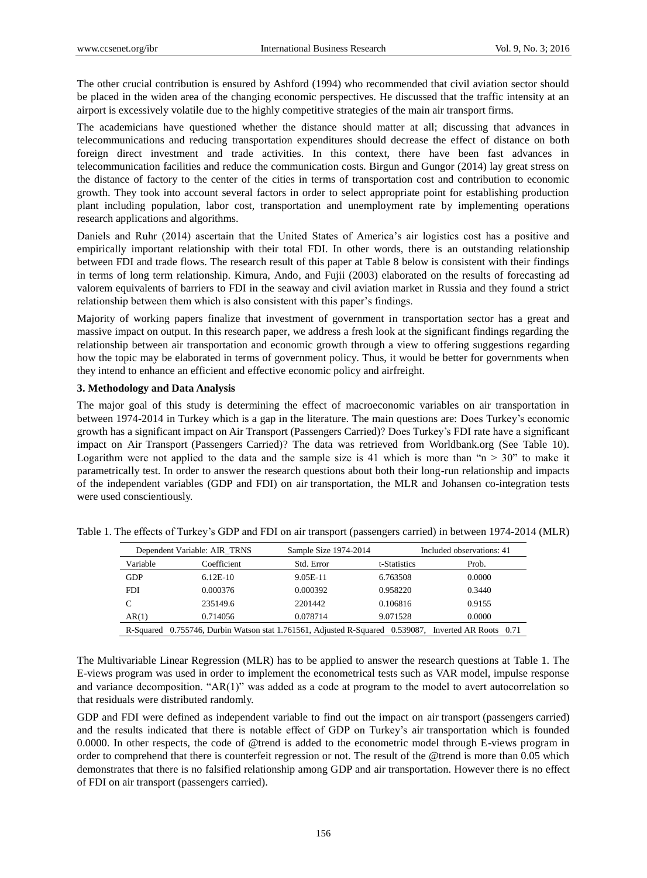The other crucial contribution is ensured by Ashford (1994) who recommended that civil aviation sector should be placed in the widen area of the changing economic perspectives. He discussed that the traffic intensity at an airport is excessively volatile due to the highly competitive strategies of the main air transport firms.

The academicians have questioned whether the distance should matter at all; discussing that advances in telecommunications and reducing transportation expenditures should decrease the effect of distance on both foreign direct investment and trade activities. In this context, there have been fast advances in telecommunication facilities and reduce the communication costs. Birgun and Gungor (2014) lay great stress on the distance of factory to the center of the cities in terms of transportation cost and contribution to economic growth. They took into account several factors in order to select appropriate point for establishing production plant including population, labor cost, transportation and unemployment rate by implementing operations research applications and algorithms.

Daniels and Ruhr (2014) ascertain that the United States of America's air logistics cost has a positive and empirically important relationship with their total FDI. In other words, there is an outstanding relationship between FDI and trade flows. The research result of this paper at Table 8 below is consistent with their findings in terms of long term relationship. Kimura, Ando, and Fujii (2003) elaborated on the results of forecasting ad valorem equivalents of barriers to FDI in the seaway and civil aviation market in Russia and they found a strict relationship between them which is also consistent with this paper's findings.

Majority of working papers finalize that investment of government in transportation sector has a great and massive impact on output. In this research paper, we address a fresh look at the significant findings regarding the relationship between air transportation and economic growth through a view to offering suggestions regarding how the topic may be elaborated in terms of government policy. Thus, it would be better for governments when they intend to enhance an efficient and effective economic policy and airfreight.

**3. Methodology and Data Analysis**

The major goal of this study is determining the effect of macroeconomic variables on air transportation in between 1974-2014 in Turkey which is a gap in the literature. The main questions are: Does Turkey's economic growth has a significant impact on Air Transport (Passengers Carried)? Does Turkey's FDI rate have a significant impact on Air Transport (Passengers Carried)? The data was retrieved from Worldbank.org (See Table 10). Logarithm were not applied to the data and the sample size is 41 which is more than "n > 30" to make it parametrically test. In order to answer the research questions about both their long-run relationship and impacts of the independent variables (GDP and FDI) on air transportation, the MLR and Johansen co-integration tests were used conscientiously.

Table 1. The effects of Turkey's GDP and FDI on air transport (passengers carried) in between 1974-2014 (MLR)

| Dependent Variable: AIR_TRNS | | Sample Size 1974-2014 | | Included observations: 41 |
|---|---|---|---|---|
| Variable | Coefficient | Std. Error | t-Statistics | Prob. |
| GDP | 6.12E-10 | 9.05E-11 | 6.763508 | 0.0000 |
| FDI | 0.000376 | 0.000392 | 0.958220 | 0.3440 |
| C | 235149.6 | 2201442 | 0.106816 | 0.9155 |
| AR(1) | 0.714056 | 0.078714 | 9.071528 | 0.0000 |
| R-Squared 0.755746, Durbin Watson stat 1.761561, Adjusted R-Squared 0.539087, Inverted AR Roots 0.71 | | | | |

The Multivariable Linear Regression (MLR) has to be applied to answer the research questions at Table 1. The E-views program was used in order to implement the econometrical tests such as VAR model, impulse response and variance decomposition. "AR(1)" was added as a code at program to the model to avert autocorrelation so that residuals were distributed randomly.

GDP and FDI were defined as independent variable to find out the impact on air transport (passengers carried) and the results indicated that there is notable effect of GDP on Turkey's air transportation which is founded 0.0000. In other respects, the code of @trend is added to the econometric model through E-views program in order to comprehend that there is counterfeit regression or not. The result of the @trend is more than 0.05 which demonstrates that there is no falsified relationship among GDP and air transportation. However there is no effect of FDI on air transport (passengers carried).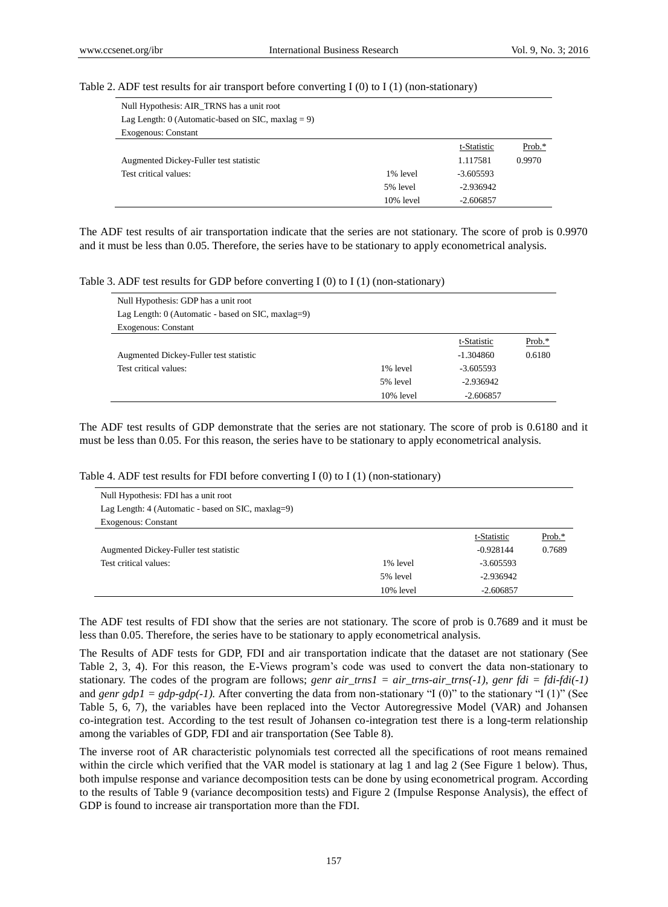Table 2. ADF test results for air transport before converting I (0) to I (1) (non-stationary)

| Null Hypothesis: AIR_TRNS has a unit root | | | |
|---|---|---|---|
| Lag Length: 0 (Automatic-based on SIC, maxlag = 9) | | | |
| Exogenous: Constant | | | |
| | | t-Statistic | Prob.* |
| Augmented Dickey-Fuller test statistic | | 1.117581 | 0.9970 |
| Test critical values: | 1% level | -3.605593 | |
| | 5% level | -2.936942 | |
| | 10% level | -2.606857 | |

The ADF test results of air transportation indicate that the series are not stationary. The score of prob is 0.9970 and it must be less than 0.05. Therefore, the series have to be stationary to apply econometrical analysis.

Table 3. ADF test results for GDP before converting I (0) to I (1) (non-stationary)

| Null Hypothesis: GDP has a unit root | | | |
|---|---|---|---|
| Lag Length: 0 (Automatic - based on SIC, maxlag=9) | | | |
| Exogenous: Constant | | | |
| | | t-Statistic | Prob.* |
| Augmented Dickey-Fuller test statistic | | -1.304860 | 0.6180 |
| Test critical values: | 1% level | -3.605593 | |
| | 5% level | -2.936942 | |
| | 10% level | -2.606857 | |

The ADF test results of GDP demonstrate that the series are not stationary. The score of prob is 0.6180 and it must be less than 0.05. For this reason, the series have to be stationary to apply econometrical analysis.

Table 4. ADF test results for FDI before converting I (0) to I (1) (non-stationary)

| Null Hypothesis: FDI has a unit root | | | |
|---|---|---|---|
| Lag Length: 4 (Automatic - based on SIC, maxlag=9) | | | |
| Exogenous: Constant | | | |
| | | t-Statistic | Prob.* |
| Augmented Dickey-Fuller test statistic | | -0.928144 | 0.7689 |
| Test critical values: | 1% level | -3.605593 | |
| | 5% level | -2.936942 | |
| | 10% level | -2.606857 | |

The ADF test results of FDI show that the series are not stationary. The score of prob is 0.7689 and it must be less than 0.05. Therefore, the series have to be stationary to apply econometrical analysis.

The Results of ADF tests for GDP, FDI and air transportation indicate that the dataset are not stationary (See Table 2, 3, 4). For this reason, the E-Views program's code was used to convert the data non-stationary to stationary. The codes of the program are follows; *genr air_trns1 = air_trns-air_trns(-1)*, *genr fdi = fdi-fdi(-1)* and *genr gdp1 = gdp-gdp(-1).* After converting the data from non-stationary "I (0)" to the stationary "I (1)" (See Table 5, 6, 7), the variables have been replaced into the Vector Autoregressive Model (VAR) and Johansen co-integration test. According to the test result of Johansen co-integration test there is a long-term relationship among the variables of GDP, FDI and air transportation (See Table 8).

The inverse root of AR characteristic polynomials test corrected all the specifications of root means remained within the circle which verified that the VAR model is stationary at lag 1 and lag 2 (See Figure 1 below). Thus, both impulse response and variance decomposition tests can be done by using econometrical program. According to the results of Table 9 (variance decomposition tests) and Figure 2 (Impulse Response Analysis), the effect of GDP is found to increase air transportation more than the FDI.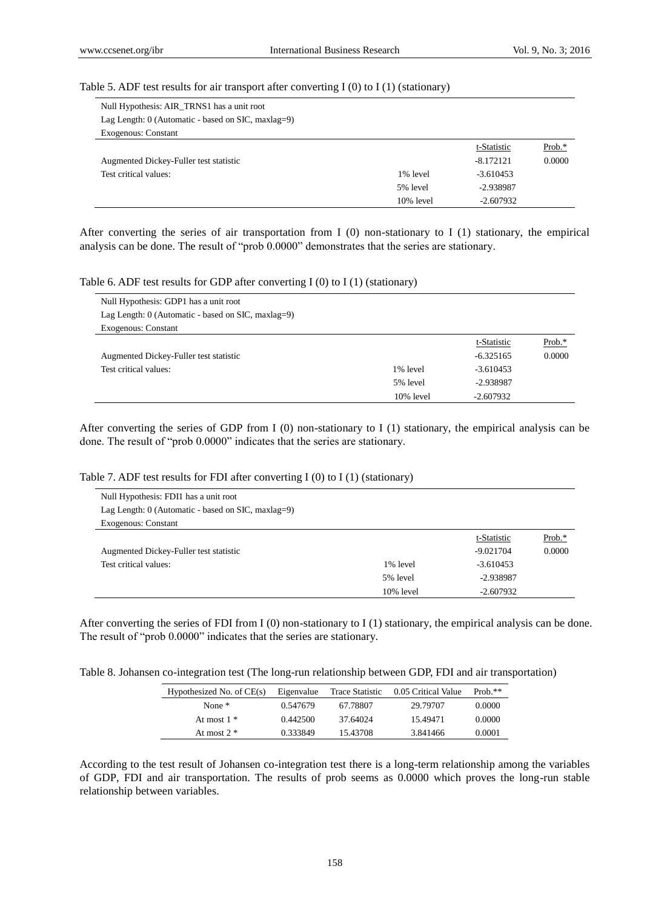Table 5. ADF test results for air transport after converting I (0) to I (1) (stationary)

| Null Hypothesis: AIR_TRNS1 has a unit root | | | |
|---|---|---|---|
| Lag Length: 0 (Automatic - based on SIC, maxlag=9) | | | |
| Exogenous: Constant | | | |
| | | t-Statistic | Prob.* |
| Augmented Dickey-Fuller test statistic | | -8.172121 | 0.0000 |
| Test critical values: | 1% level | -3.610453 | |
| | 5% level | -2.938987 | |
| | 10% level | -2.607932 | |

After converting the series of air transportation from I (0) non-stationary to I (1) stationary, the empirical analysis can be done. The result of "prob 0.0000" demonstrates that the series are stationary.

Table 6. ADF test results for GDP after converting I (0) to I (1) (stationary)

| Null Hypothesis: GDP1 has a unit root | | | |
|---|---|---|---|
| Lag Length: 0 (Automatic - based on SIC, maxlag=9) | | | |
| Exogenous: Constant | | | |
| | | t-Statistic | Prob.* |
| Augmented Dickey-Fuller test statistic | | -6.325165 | 0.0000 |
| Test critical values: | 1% level | -3.610453 | |
| | 5% level | -2.938987 | |
| | 10% level | -2.607932 | |

After converting the series of GDP from I (0) non-stationary to I (1) stationary, the empirical analysis can be done. The result of "prob 0.0000" indicates that the series are stationary.

Table 7. ADF test results for FDI after converting I (0) to I (1) (stationary)

| Null Hypothesis: FDI1 has a unit root | | | |
|---|---|---|---|
| Lag Length: 0 (Automatic - based on SIC, maxlag=9) | | | |
| Exogenous: Constant | | | |
| | | t-Statistic | Prob.* |
| Augmented Dickey-Fuller test statistic | | -9.021704 | 0.0000 |
| Test critical values: | 1% level | -3.610453 | |
| | 5% level | -2.938987 | |
| | 10% level | -2.607932 | |

After converting the series of FDI from I (0) non-stationary to I (1) stationary, the empirical analysis can be done. The result of "prob 0.0000" indicates that the series are stationary.

Table 8. Johansen co-integration test (The long-run relationship between GDP, FDI and air transportation)

| Hypothesized No. of CE(s) | Eigenvalue | Trace Statistic | 0.05 Critical Value | Prob.** |
|---|---|---|---|---|
| None * | 0.547679 | 67.78807 | 29.79707 | 0.0000 |
| At most 1 * | 0.442500 | 37.64024 | 15.49471 | 0.0000 |
| At most 2 * | 0.333849 | 15.43708 | 3.841466 | 0.0001 |

According to the test result of Johansen co-integration test there is a long-term relationship among the variables of GDP, FDI and air transportation. The results of prob seems as 0.0000 which proves the long-run stable relationship between variables.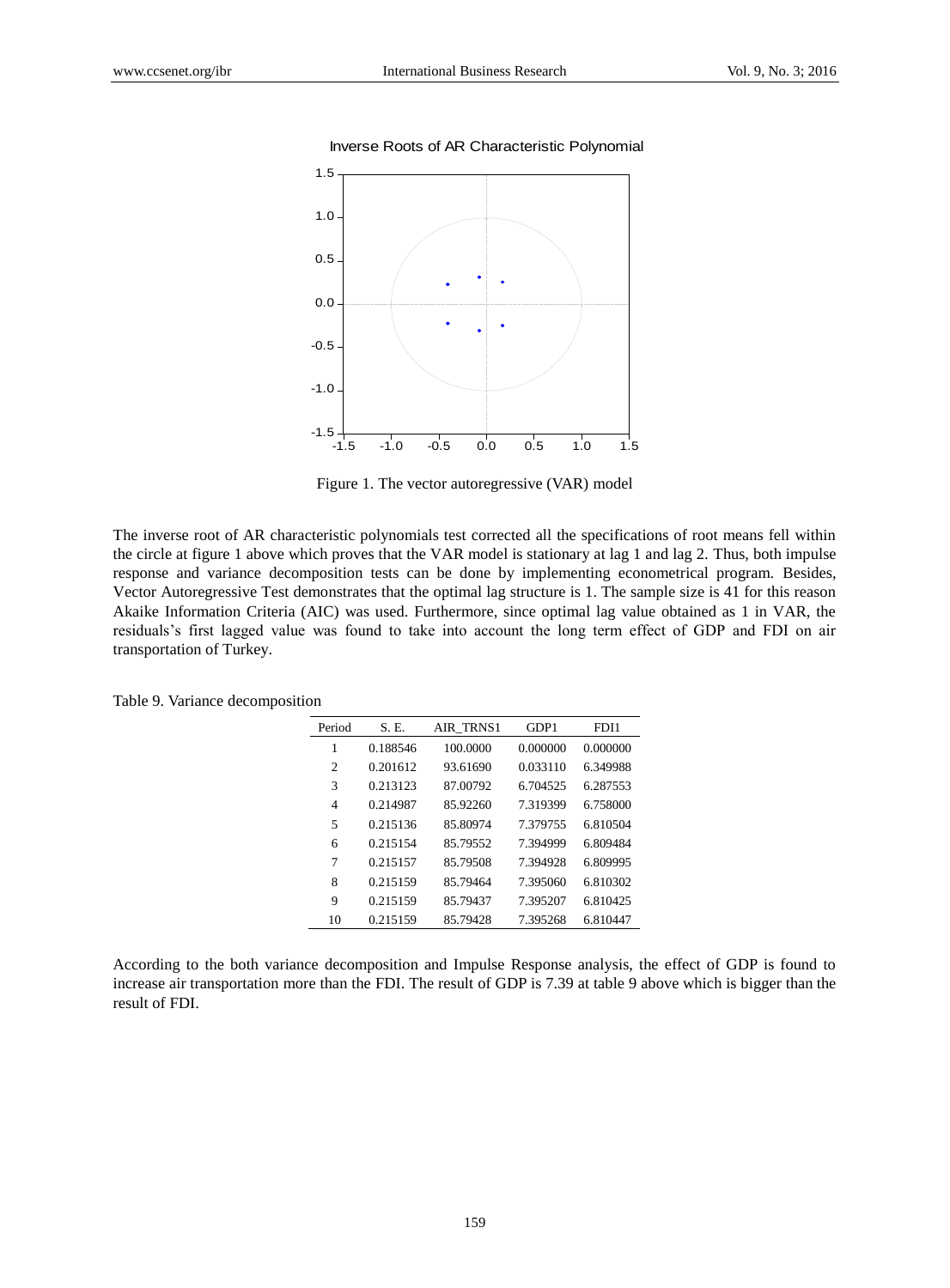Figure 1. The vector autoregressive (VAR) model

The inverse root of AR characteristic polynomials test corrected all the specifications of root means fell within the circle at figure 1 above which proves that the VAR model is stationary at lag 1 and lag 2. Thus, both impulse response and variance decomposition tests can be done by implementing econometrical program. Besides, Vector Autoregressive Test demonstrates that the optimal lag structure is 1. The sample size is 41 for this reason Akaike Information Criteria (AIC) was used. Furthermore, since optimal lag value obtained as 1 in VAR, the residuals's first lagged value was found to take into account the long term effect of GDP and FDI on air transportation of Turkey.

Table 9. Variance decomposition

| Period | S. E. | AIR_TRNS1 | GDP1 | FDI1 |
|---|---|---|---|---|
| 1 | 0.188546 | 100.0000 | 0.000000 | 0.000000 |
| 2 | 0.201612 | 93.61690 | 0.033110 | 6.349988 |
| 3 | 0.213123 | 87.00792 | 6.704525 | 6.287553 |
| 4 | 0.214987 | 85.92260 | 7.319399 | 6.758000 |
| 5 | 0.215136 | 85.80974 | 7.379755 | 6.810504 |
| 6 | 0.215154 | 85.79552 | 7.394999 | 6.809484 |
| 7 | 0.215157 | 85.79508 | 7.394928 | 6.809995 |
| 8 | 0.215159 | 85.79464 | 7.395060 | 6.810302 |
| 9 | 0.215159 | 85.79437 | 7.395207 | 6.810425 |
| 10 | 0.215159 | 85.79428 | 7.395268 | 6.810447 |

According to the both variance decomposition and Impulse Response analysis, the effect of GDP is found to increase air transportation more than the FDI. The result of GDP is 7.39 at table 9 above which is bigger than the result of FDI.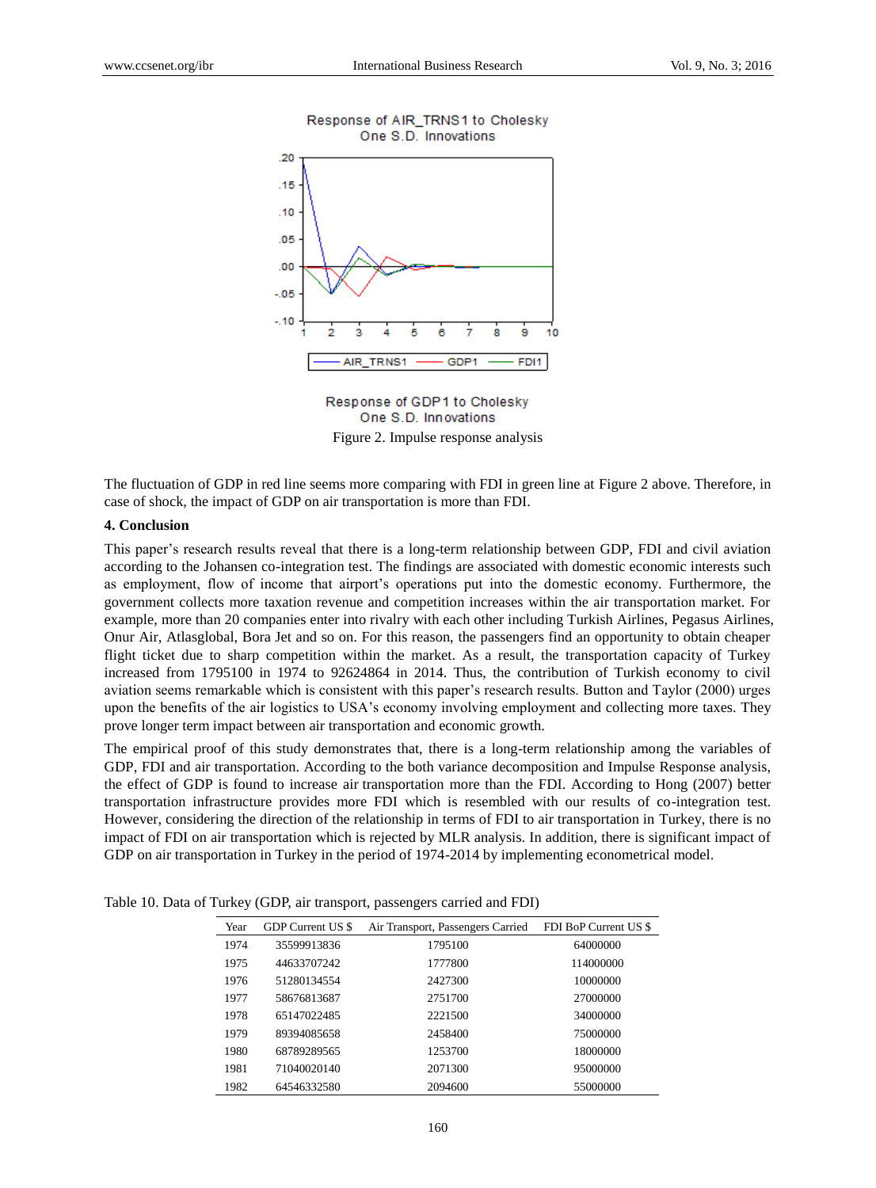Response of AIR_TRNS1 to Cholesky One S.D. Innovations

Response of GDP1 to Cholesky One S.D. Innovations

Figure 2. Impulse response analysis

The fluctuation of GDP in red line seems more comparing with FDI in green line at Figure 2 above. Therefore, in case of shock, the impact of GDP on air transportation is more than FDI.

## 4. Conclusion

This paper's research results reveal that there is a long-term relationship between GDP, FDI and civil aviation according to the Johansen co-integration test. The findings are associated with domestic economic interests such as employment, flow of income that airport's operations put into the domestic economy. Furthermore, the government collects more taxation revenue and competition increases within the air transportation market. For example, more than 20 companies enter into rivalry with each other including Turkish Airlines, Pegasus Airlines, Onur Air, Atlasglobal, Bora Jet and so on. For this reason, the passengers find an opportunity to obtain cheaper flight ticket due to sharp competition within the market. As a result, the transportation capacity of Turkey increased from 1795100 in 1974 to 92624864 in 2014. Thus, the contribution of Turkish economy to civil aviation seems remarkable which is consistent with this paper's research results. Button and Taylor (2000) urges upon the benefits of the air logistics to USA's economy involving employment and collecting more taxes. They prove longer term impact between air transportation and economic growth.

The empirical proof of this study demonstrates that, there is a long-term relationship among the variables of GDP, FDI and air transportation. According to the both variance decomposition and Impulse Response analysis, the effect of GDP is found to increase air transportation more than the FDI. According to Hong (2007) better transportation infrastructure provides more FDI which is resembled with our results of co-integration test. However, considering the direction of the relationship in terms of FDI to air transportation in Turkey, there is no impact of FDI on air transportation which is rejected by MLR analysis. In addition, there is significant impact of GDP on air transportation in Turkey in the period of 1974-2014 by implementing econometrical model.

Table 10. Data of Turkey (GDP, air transport, passengers carried and FDI)

| Year | GDP Current US $ | Air Transport, Passengers Carried | FDI BoP Current US $ |
|---|---|---|---|
| 1974 | 35599913836 | 1795100 | 64000000 |
| 1975 | 44633707242 | 1777800 | 114000000 |
| 1976 | 51280134554 | 2427300 | 10000000 |
| 1977 | 58676813687 | 2751700 | 27000000 |
| 1978 | 65147022485 | 2221500 | 34000000 |
| 1979 | 89394085658 | 2458400 | 75000000 |
| 1980 | 68789289565 | 1253700 | 18000000 |
| 1981 | 71040020140 | 2071300 | 95000000 |
| 1982 | 64546332580 | 2094600 | 55000000 |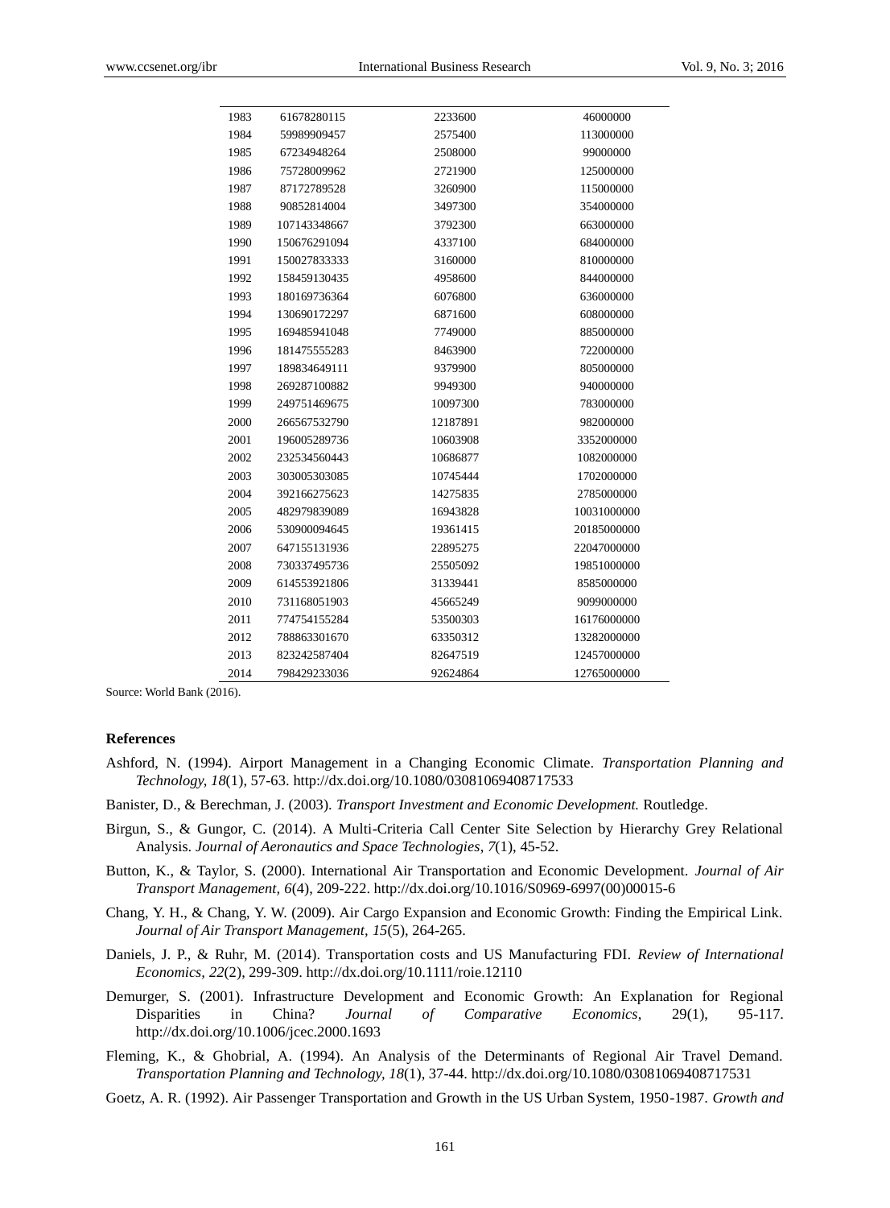| | | | |
|---|---|---|---|
| 1983 | 61678280115 | 2233600 | 46000000 |
| 1984 | 59989909457 | 2575400 | 113000000 |
| 1985 | 67234948264 | 2508000 | 99000000 |
| 1986 | 75728009962 | 2721900 | 125000000 |
| 1987 | 87172789528 | 3260900 | 115000000 |
| 1988 | 90852814004 | 3497300 | 354000000 |
| 1989 | 107143348667 | 3792300 | 663000000 |
| 1990 | 150676291094 | 4337100 | 684000000 |
| 1991 | 150027833333 | 3160000 | 810000000 |
| 1992 | 158459130435 | 4958600 | 844000000 |
| 1993 | 180169736364 | 6076800 | 636000000 |
| 1994 | 130690172297 | 6871600 | 608000000 |
| 1995 | 169485941048 | 7749000 | 885000000 |
| 1996 | 181475555283 | 8463900 | 722000000 |
| 1997 | 189834649111 | 9379900 | 805000000 |
| 1998 | 269287100882 | 9949300 | 940000000 |
| 1999 | 249751469675 | 10097300 | 783000000 |
| 2000 | 266567532790 | 12187891 | 982000000 |
| 2001 | 196005289736 | 10603908 | 3352000000 |
| 2002 | 232534560443 | 10686877 | 1082000000 |
| 2003 | 303005303085 | 10745444 | 1702000000 |
| 2004 | 392166275623 | 14275835 | 2785000000 |
| 2005 | 482979839089 | 16943828 | 10031000000 |
| 2006 | 530900094645 | 19361415 | 20185000000 |
| 2007 | 647155131936 | 22895275 | 22047000000 |
| 2008 | 730337495736 | 25505092 | 19851000000 |
| 2009 | 614553921806 | 31339441 | 8585000000 |
| 2010 | 731168051903 | 45665249 | 9099000000 |
| 2011 | 774754155284 | 53500303 | 16176000000 |
| 2012 | 788863301670 | 63350312 | 13282000000 |
| 2013 | 823242587404 | 82647519 | 12457000000 |
| 2014 | 798429233036 | 92624864 | 12765000000 |

Source: World Bank (2016).

## References

Ashford, N. (1994). Airport Management in a Changing Economic Climate. *Transportation Planning and Technology, 18*(1), 57-63. http://dx.doi.org/10.1080/03081069408717533

Banister, D., & Berechman, J. (2003). *Transport Investment and Economic Development.* Routledge.

Birgun, S., & Gungor, C. (2014). A Multi-Criteria Call Center Site Selection by Hierarchy Grey Relational Analysis. *Journal of Aeronautics and Space Technologies*, *7*(1), 45-52.

Button, K., & Taylor, S. (2000). International Air Transportation and Economic Development. *Journal of Air Transport Management, 6*(4), 209-222. http://dx.doi.org/10.1016/S0969-6997(00)00015-6

Chang, Y. H., & Chang, Y. W. (2009). Air Cargo Expansion and Economic Growth: Finding the Empirical Link. *Journal of Air Transport Management, 15*(5), 264-265.

Daniels, J. P., & Ruhr, M. (2014). Transportation costs and US Manufacturing FDI. *Review of International Economics, 22*(2), 299-309. http://dx.doi.org/10.1111/roie.12110

Demurger, S. (2001). Infrastructure Development and Economic Growth: An Explanation for Regional Disparities in China? *Journal of Comparative Economics*, 29(1), 95-117. http://dx.doi.org/10.1006/jcec.2000.1693

Fleming, K., & Ghobrial, A. (1994). An Analysis of the Determinants of Regional Air Travel Demand. *Transportation Planning and Technology, 18*(1), 37-44. http://dx.doi.org/10.1080/03081069408717531

Goetz, A. R. (1992). Air Passenger Transportation and Growth in the US Urban System, 1950-1987. *Growth and*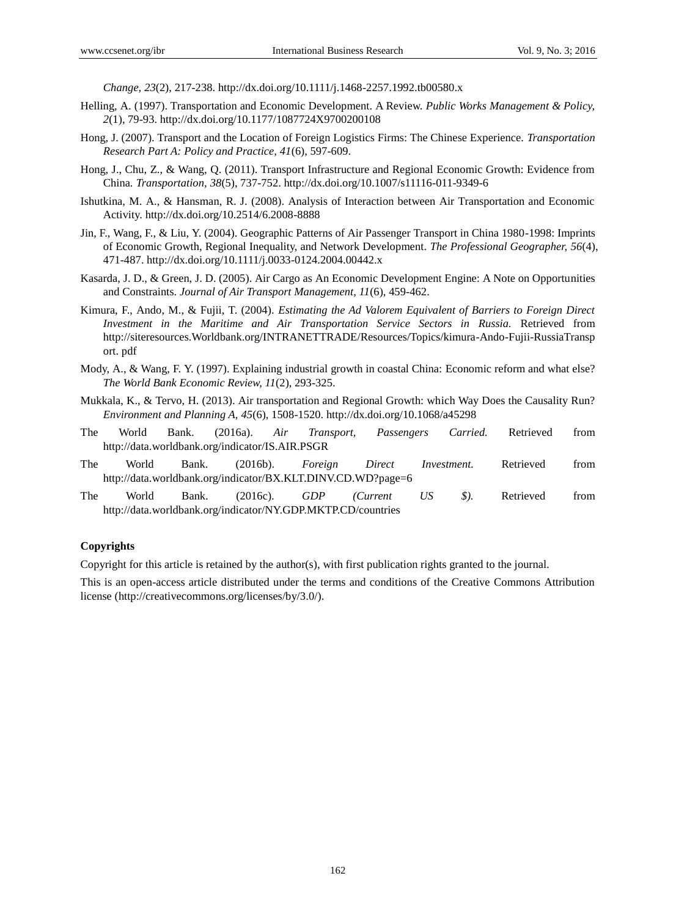*Change, 23*(2), 217-238. http://dx.doi.org/10.1111/j.1468-2257.1992.tb00580.x

Helling, A. (1997). Transportation and Economic Development. A Review. *Public Works Management & Policy, 2*(1), 79-93. http://dx.doi.org/10.1177/1087724X9700200108

Hong, J. (2007). Transport and the Location of Foreign Logistics Firms: The Chinese Experience. *Transportation Research Part A: Policy and Practice, 41*(6), 597-609.

Hong, J., Chu, Z., & Wang, Q. (2011). Transport Infrastructure and Regional Economic Growth: Evidence from China. *Transportation, 38*(5), 737-752. http://dx.doi.org/10.1007/s11116-011-9349-6

Ishutkina, M. A., & Hansman, R. J. (2008). Analysis of Interaction between Air Transportation and Economic Activity. http://dx.doi.org/10.2514/6.2008-8888

Jin, F., Wang, F., & Liu, Y. (2004). Geographic Patterns of Air Passenger Transport in China 1980-1998: Imprints of Economic Growth, Regional Inequality, and Network Development. *The Professional Geographer, 56*(4), 471-487. http://dx.doi.org/10.1111/j.0033-0124.2004.00442.x

Kasarda, J. D., & Green, J. D. (2005). Air Cargo as An Economic Development Engine: A Note on Opportunities and Constraints. *Journal of Air Transport Management, 11*(6), 459-462.

Kimura, F., Ando, M., & Fujii, T. (2004). *Estimating the Ad Valorem Equivalent of Barriers to Foreign Direct Investment in the Maritime and Air Transportation Service Sectors in Russia.* Retrieved from http://siteresources.Worldbank.org/INTRANETTRADE/Resources/Topics/kimura-Ando-Fujii-RussiaTransport. pdf

Mody, A., & Wang, F. Y. (1997). Explaining industrial growth in coastal China: Economic reform and what else? *The World Bank Economic Review, 11*(2), 293-325.

Mukkala, K., & Tervo, H. (2013). Air transportation and Regional Growth: which Way Does the Causality Run? *Environment and Planning A, 45*(6), 1508-1520. http://dx.doi.org/10.1068/a45298

The World Bank. (2016a). *Air Transport, Passengers Carried.* Retrieved from http://data.worldbank.org/indicator/IS.AIR.PSGR

The World Bank. (2016b). *Foreign Direct Investment.* Retrieved from http://data.worldbank.org/indicator/BX.KLT.DINV.CD.WD?page=6

The World Bank. (2016c). *GDP (Current US $).* Retrieved from http://data.worldbank.org/indicator/NY.GDP.MKTP.CD/countries

**Copyrights**

Copyright for this article is retained by the author(s), with first publication rights granted to the journal.

This is an open-access article distributed under the terms and conditions of the Creative Commons Attribution license (http://creativecommons.org/licenses/by/3.0/).